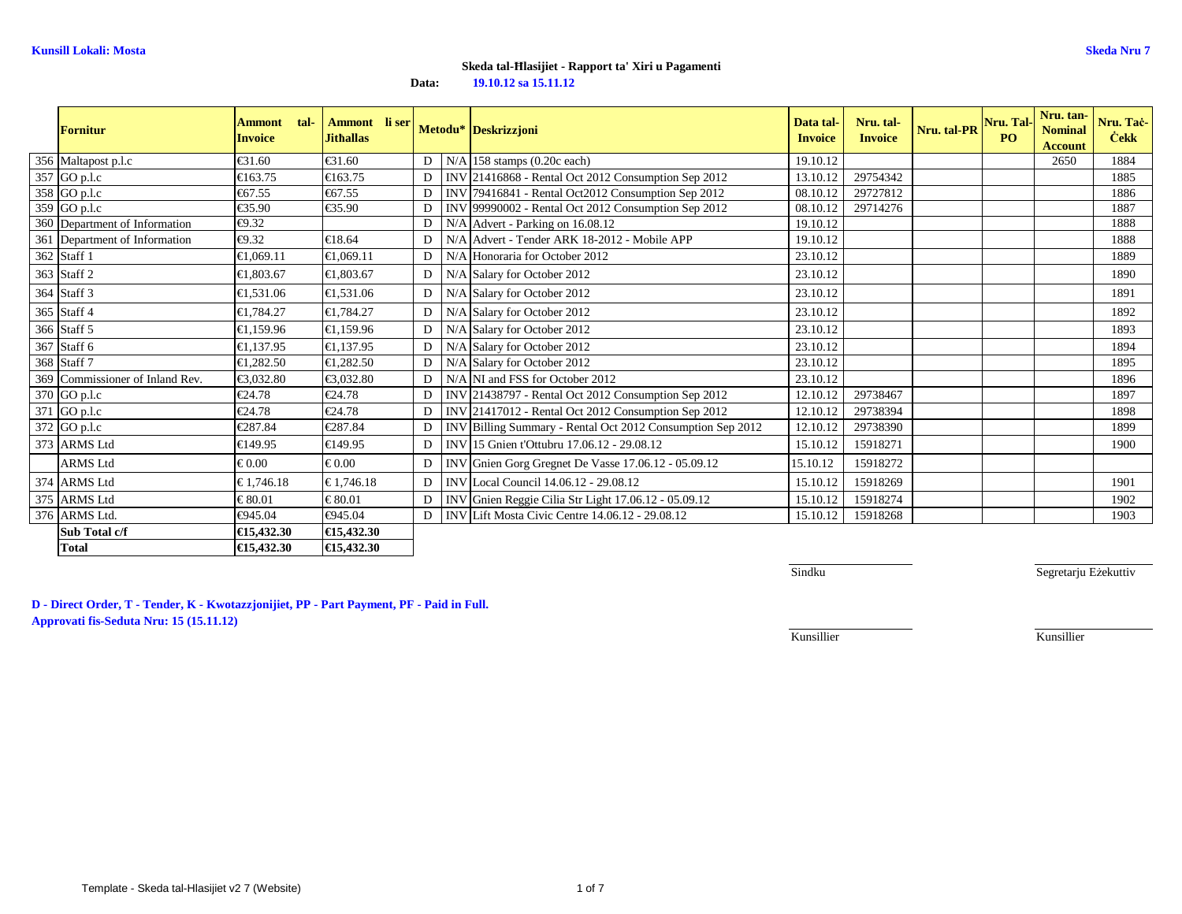**Kunsill Lokali: Mosta**

**Skeda Nru 7**

**Skeda tal-Ħlasijiet - Rapport ta' Xiri u Pagamenti**

**Data:** 19.10.12 sa 15.11.12

| | Fornitur | Ammont tal-Invoice | Ammont li ser Jithallas | Metodu* | | Deskrizzjoni | Data tal-Invoice | Nru. tal-Invoice | Nru. tal-PR | Nru. Tal-PO | Nru. tan-Nominal Account | Nru. Taċ-Ċekk |
|---|---|---|---|---|---|---|---|---|---|---|---|---|
| 356 | Maltapost p.l.c | €31.60 | €31.60 | D | N/A | 158 stamps (0.20c each) | 19.10.12 | | | | 2650 | 1884 |
| 357 | GO p.l.c | €163.75 | €163.75 | D | INV | 21416868 - Rental Oct 2012 Consumption Sep 2012 | 13.10.12 | 29754342 | | | | 1885 |
| 358 | GO p.l.c | €67.55 | €67.55 | D | INV | 79416841 - Rental Oct2012 Consumption Sep 2012 | 08.10.12 | 29727812 | | | | 1886 |
| 359 | GO p.l.c | €35.90 | €35.90 | D | INV | 99990002 - Rental Oct 2012 Consumption Sep 2012 | 08.10.12 | 29714276 | | | | 1887 |
| 360 | Department of Information | €9.32 | | D | N/A | Advert - Parking on 16.08.12 | 19.10.12 | | | | | 1888 |
| 361 | Department of Information | €9.32 | €18.64 | D | N/A | Advert - Tender ARK 18-2012 - Mobile APP | 19.10.12 | | | | | 1888 |
| 362 | Staff 1 | €1,069.11 | €1,069.11 | D | N/A | Honoraria for October 2012 | 23.10.12 | | | | | 1889 |
| 363 | Staff 2 | €1,803.67 | €1,803.67 | D | N/A | Salary for October 2012 | 23.10.12 | | | | | 1890 |
| 364 | Staff 3 | €1,531.06 | €1,531.06 | D | N/A | Salary for October 2012 | 23.10.12 | | | | | 1891 |
| 365 | Staff 4 | €1,784.27 | €1,784.27 | D | N/A | Salary for October 2012 | 23.10.12 | | | | | 1892 |
| 366 | Staff 5 | €1,159.96 | €1,159.96 | D | N/A | Salary for October 2012 | 23.10.12 | | | | | 1893 |
| 367 | Staff 6 | €1,137.95 | €1,137.95 | D | N/A | Salary for October 2012 | 23.10.12 | | | | | 1894 |
| 368 | Staff 7 | €1,282.50 | €1,282.50 | D | N/A | Salary for October 2012 | 23.10.12 | | | | | 1895 |
| 369 | Commissioner of Inland Rev. | €3,032.80 | €3,032.80 | D | N/A | NI and FSS for October 2012 | 23.10.12 | | | | | 1896 |
| 370 | GO p.l.c | €24.78 | €24.78 | D | INV | 21438797 - Rental Oct 2012 Consumption Sep 2012 | 12.10.12 | 29738467 | | | | 1897 |
| 371 | GO p.l.c | €24.78 | €24.78 | D | INV | 21417012 - Rental Oct 2012 Consumption Sep 2012 | 12.10.12 | 29738394 | | | | 1898 |
| 372 | GO p.l.c | €287.84 | €287.84 | D | INV | Billing Summary - Rental Oct 2012 Consumption Sep 2012 | 12.10.12 | 29738390 | | | | 1899 |
| 373 | ARMS Ltd | €149.95 | €149.95 | D | INV | 15 Gnien t'Ottubru 17.06.12 - 29.08.12 | 15.10.12 | 15918271 | | | | 1900 |
| | ARMS Ltd | € 0.00 | € 0.00 | D | INV | Gnien Gorg Gregnet De Vasse 17.06.12 - 05.09.12 | 15.10.12 | 15918272 | | | | |
| 374 | ARMS Ltd | € 1,746.18 | € 1,746.18 | D | INV | Local Council 14.06.12 - 29.08.12 | 15.10.12 | 15918269 | | | | 1901 |
| 375 | ARMS Ltd | € 80.01 | € 80.01 | D | INV | Gnien Reggie Cilia Str Light 17.06.12 - 05.09.12 | 15.10.12 | 15918274 | | | | 1902 |
| 376 | ARMS Ltd. | €945.04 | €945.04 | D | INV | Lift Mosta Civic Centre 14.06.12 - 29.08.12 | 15.10.12 | 15918268 | | | | 1903 |
| | **Sub Total c/f** | **€15,432.30** | **€15,432.30** | | | | | | | | | |
| | **Total** | **€15,432.30** | **€15,432.30** | | | | | | | | | |

Sindku

Segretarju Eżekuttiv

**D - Direct Order, T - Tender, K - Kwotazzjonijiet, PP - Part Payment, PF - Paid in Full.**
**Approvati fis-Seduta Nru: 15 (15.11.12)**

Kunsillier

Kunsillier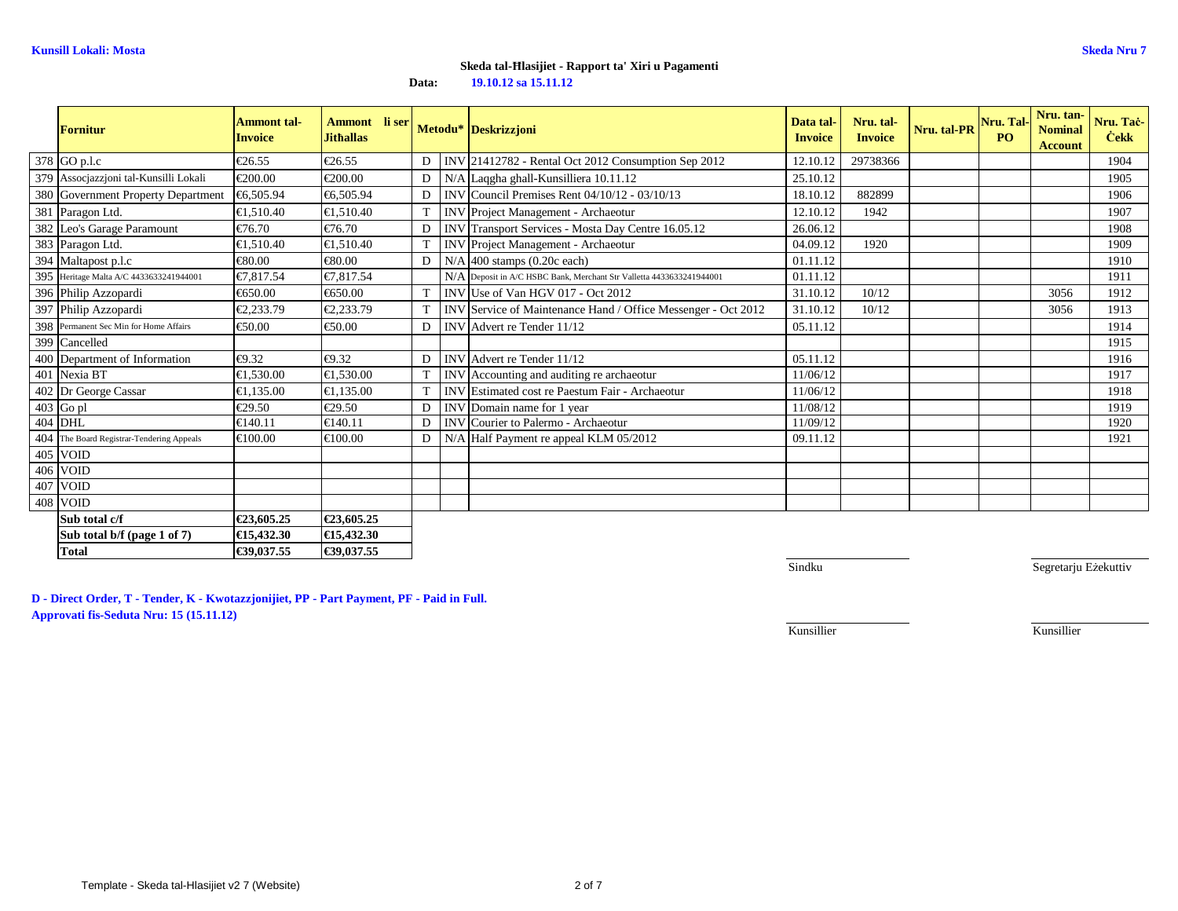**Kunsill Lokali: Mosta**

**Skeda Nru 7**

**Skeda tal-Ħlasijiet - Rapport ta' Xiri u Pagamenti**

**Data:** **19.10.12 sa 15.11.12**

| | Fornitur | Ammont tal-Invoice | Ammont li ser Jithallas | Metodu* | | Deskrizzjoni | Data tal-Invoice | Nru. tal-Invoice | Nru. tal-PR | Nru. Tal-PO | Nru. tan-Nominal Account | Nru. Taċ-Ċekk |
|---|---|---|---|---|---|---|---|---|---|---|---|---|
| 378 | GO p.l.c | €26.55 | €26.55 | D | INV | 21412782 - Rental Oct 2012 Consumption Sep 2012 | 12.10.12 | 29738366 | | | | 1904 |
| 379 | Assocjazzjoni tal-Kunsilli Lokali | €200.00 | €200.00 | D | N/A | Laqgha ghall-Kunsilliera 10.11.12 | 25.10.12 | | | | | 1905 |
| 380 | Government Property Department | €6,505.94 | €6,505.94 | D | INV | Council Premises Rent 04/10/12 - 03/10/13 | 18.10.12 | 882899 | | | | 1906 |
| 381 | Paragon Ltd. | €1,510.40 | €1,510.40 | T | INV | Project Management - Archaeotur | 12.10.12 | 1942 | | | | 1907 |
| 382 | Leo's Garage Paramount | €76.70 | €76.70 | D | INV | Transport Services - Mosta Day Centre 16.05.12 | 26.06.12 | | | | | 1908 |
| 383 | Paragon Ltd. | €1,510.40 | €1,510.40 | T | INV | Project Management - Archaeotur | 04.09.12 | 1920 | | | | 1909 |
| 394 | Maltapost p.l.c | €80.00 | €80.00 | D | N/A | 400 stamps (0.20c each) | 01.11.12 | | | | | 1910 |
| 395 | Heritage Malta A/C 4433633241944001 | €7,817.54 | €7,817.54 | | N/A | Deposit in A/C HSBC Bank, Merchant Str Valletta 4433633241944001 | 01.11.12 | | | | | 1911 |
| 396 | Philip Azzopardi | €650.00 | €650.00 | T | INV | Use of Van HGV 017 - Oct 2012 | 31.10.12 | 10/12 | | | 3056 | 1912 |
| 397 | Philip Azzopardi | €2,233.79 | €2,233.79 | T | INV | Service of Maintenance Hand / Office Messenger - Oct 2012 | 31.10.12 | 10/12 | | | 3056 | 1913 |
| 398 | Permanent Sec Min for Home Affairs | €50.00 | €50.00 | D | INV | Advert re Tender 11/12 | 05.11.12 | | | | | 1914 |
| 399 | Cancelled | | | | | | | | | | | 1915 |
| 400 | Department of Information | €9.32 | €9.32 | D | INV | Advert re Tender 11/12 | 05.11.12 | | | | | 1916 |
| 401 | Nexia BT | €1,530.00 | €1,530.00 | T | INV | Accounting and auditing re archaeotur | 11/06/12 | | | | | 1917 |
| 402 | Dr George Cassar | €1,135.00 | €1,135.00 | T | INV | Estimated cost re Paestum Fair - Archaeotur | 11/06/12 | | | | | 1918 |
| 403 | Go pl | €29.50 | €29.50 | D | INV | Domain name for 1 year | 11/08/12 | | | | | 1919 |
| 404 | DHL | €140.11 | €140.11 | D | INV | Courier to Palermo - Archaeotur | 11/09/12 | | | | | 1920 |
| 404 | The Board Registrar-Tendering Appeals | €100.00 | €100.00 | D | N/A | Half Payment re appeal KLM 05/2012 | 09.11.12 | | | | | 1921 |
| 405 | VOID | | | | | | | | | | | |
| 406 | VOID | | | | | | | | | | | |
| 407 | VOID | | | | | | | | | | | |
| 408 | VOID | | | | | | | | | | | |
| | **Sub total c/f** | **€23,605.25** | **€23,605.25** | | | | | | | | | |
| | **Sub total b/f (page 1 of 7)** | **€15,432.30** | **€15,432.30** | | | | | | | | | |
| | **Total** | **€39,037.55** | **€39,037.55** | | | | | | | | | |

Sindku

Segretarju Eżekuttiv

**D - Direct Order, T - Tender, K - Kwotazzjonijiet, PP - Part Payment, PF - Paid in Full.**

**Approvati fis-Seduta Nru: 15 (15.11.12)**

Kunsillier

Kunsillier

Template - Skeda tal-Hlasijiet v2 7 (Website)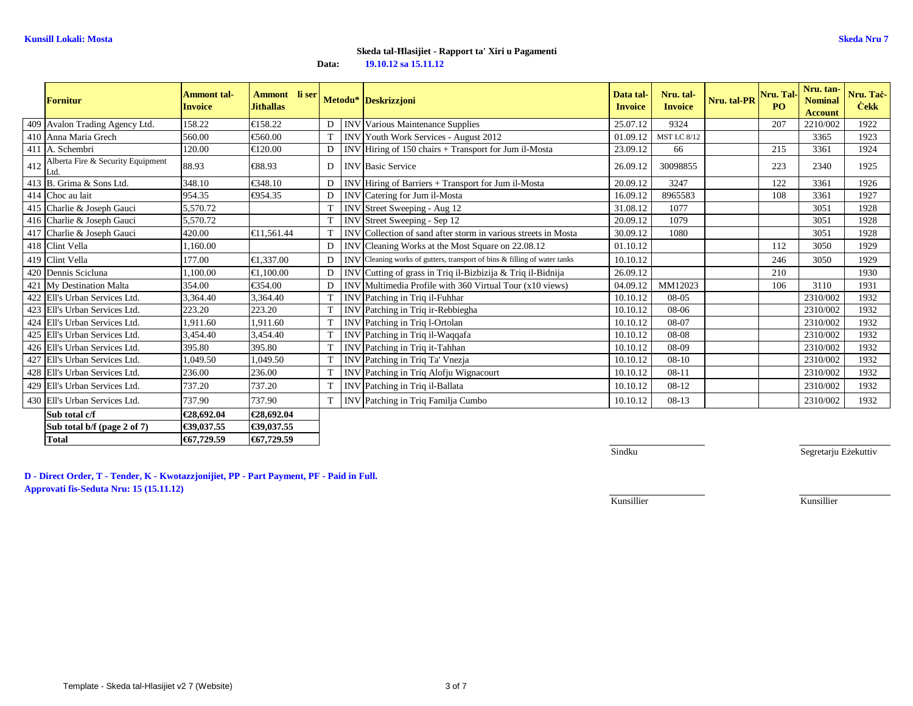**Kunsill Lokali: Mosta**

**Skeda Nru 7**

**Skeda tal-Ħlasijiet - Rapport ta' Xiri u Pagamenti**

**Data:** **19.10.12 sa 15.11.12**

| | Fornitur | Ammont tal-Invoice | Ammont li ser Jithallas | Metodu* | | Deskrizzjoni | Data tal-Invoice | Nru. tal-Invoice | Nru. tal-PR | Nru. Tal-PO | Nru. tan-Nominal Account | Nru. Taċ-Ċekk |
|---|---|---|---|---|---|---|---|---|---|---|---|---|
| 409 | Avalon Trading Agency Ltd. | 158.22 | €158.22 | D | INV | Various Maintenance Supplies | 25.07.12 | 9324 | | 207 | 2210/002 | 1922 |
| 410 | Anna Maria Grech | 560.00 | €560.00 | T | INV | Youth Work Services - August 2012 | 01.09.12 | MST LC 8/12 | | | 3365 | 1923 |
| 411 | A. Schembri | 120.00 | €120.00 | D | INV | Hiring of 150 chairs + Transport for Jum il-Mosta | 23.09.12 | 66 | | 215 | 3361 | 1924 |
| 412 | Alberta Fire & Security Equipment Ltd. | 88.93 | €88.93 | D | INV | Basic Service | 26.09.12 | 30098855 | | 223 | 2340 | 1925 |
| 413 | B. Grima & Sons Ltd. | 348.10 | €348.10 | D | INV | Hiring of Barriers + Transport for Jum il-Mosta | 20.09.12 | 3247 | | 122 | 3361 | 1926 |
| 414 | Choc au lait | 954.35 | €954.35 | D | INV | Catering for Jum il-Mosta | 16.09.12 | 8965583 | | 108 | 3361 | 1927 |
| 415 | Charlie & Joseph Gauci | 5,570.72 | | T | INV | Street Sweeping - Aug 12 | 31.08.12 | 1077 | | | 3051 | 1928 |
| 416 | Charlie & Joseph Gauci | 5,570.72 | | T | INV | Street Sweeping - Sep 12 | 20.09.12 | 1079 | | | 3051 | 1928 |
| 417 | Charlie & Joseph Gauci | 420.00 | €11,561.44 | T | INV | Collection of sand after storm in various streets in Mosta | 30.09.12 | 1080 | | | 3051 | 1928 |
| 418 | Clint Vella | 1,160.00 | | D | INV | Cleaning Works at the Most Square on 22.08.12 | 01.10.12 | | | 112 | 3050 | 1929 |
| 419 | Clint Vella | 177.00 | €1,337.00 | D | INV | Cleaning works of gutters, transport of bins & filling of water tanks | 10.10.12 | | | 246 | 3050 | 1929 |
| 420 | Dennis Scicluna | 1,100.00 | €1,100.00 | D | INV | Cutting of grass in Triq il-Bizbizija & Triq il-Bidnija | 26.09.12 | | | 210 | | 1930 |
| 421 | My Destination Malta | 354.00 | €354.00 | D | INV | Multimedia Profile with 360 Virtual Tour (x10 views) | 04.09.12 | MM12023 | | 106 | 3110 | 1931 |
| 422 | Ell's Urban Services Ltd. | 3,364.40 | 3,364.40 | T | INV | Patching in Triq il-Fuhhar | 10.10.12 | 08-05 | | | 2310/002 | 1932 |
| 423 | Ell's Urban Services Ltd. | 223.20 | 223.20 | T | INV | Patching in Triq ir-Rebbiegha | 10.10.12 | 08-06 | | | 2310/002 | 1932 |
| 424 | Ell's Urban Services Ltd. | 1,911.60 | 1,911.60 | T | INV | Patching in Triq l-Ortolan | 10.10.12 | 08-07 | | | 2310/002 | 1932 |
| 425 | Ell's Urban Services Ltd. | 3,454.40 | 3,454.40 | T | INV | Patching in Triq il-Waqqafa | 10.10.12 | 08-08 | | | 2310/002 | 1932 |
| 426 | Ell's Urban Services Ltd. | 395.80 | 395.80 | T | INV | Patching in Triq it-Tahhan | 10.10.12 | 08-09 | | | 2310/002 | 1932 |
| 427 | Ell's Urban Services Ltd. | 1,049.50 | 1,049.50 | T | INV | Patching in Triq Ta' Vnezja | 10.10.12 | 08-10 | | | 2310/002 | 1932 |
| 428 | Ell's Urban Services Ltd. | 236.00 | 236.00 | T | INV | Patching in Triq Alofju Wignacourt | 10.10.12 | 08-11 | | | 2310/002 | 1932 |
| 429 | Ell's Urban Services Ltd. | 737.20 | 737.20 | T | INV | Patching in Triq il-Ballata | 10.10.12 | 08-12 | | | 2310/002 | 1932 |
| 430 | Ell's Urban Services Ltd. | 737.90 | 737.90 | T | INV | Patching in Triq Familja Cumbo | 10.10.12 | 08-13 | | | 2310/002 | 1932 |
| | **Sub total c/f** | **€28,692.04** | **€28,692.04** | | | | | | | | | |
| | **Sub total b/f (page 2 of 7)** | **€39,037.55** | **€39,037.55** | | | | | | | | | |
| | **Total** | **€67,729.59** | **€67,729.59** | | | | | | | | | |

Sindku

Segretarju Eżekuttiv

**D - Direct Order, T - Tender, K - Kwotazzjonijiet, PP - Part Payment, PF - Paid in Full.**
**Approvati fis-Seduta Nru: 15 (15.11.12)**

Kunsillier

Kunsillier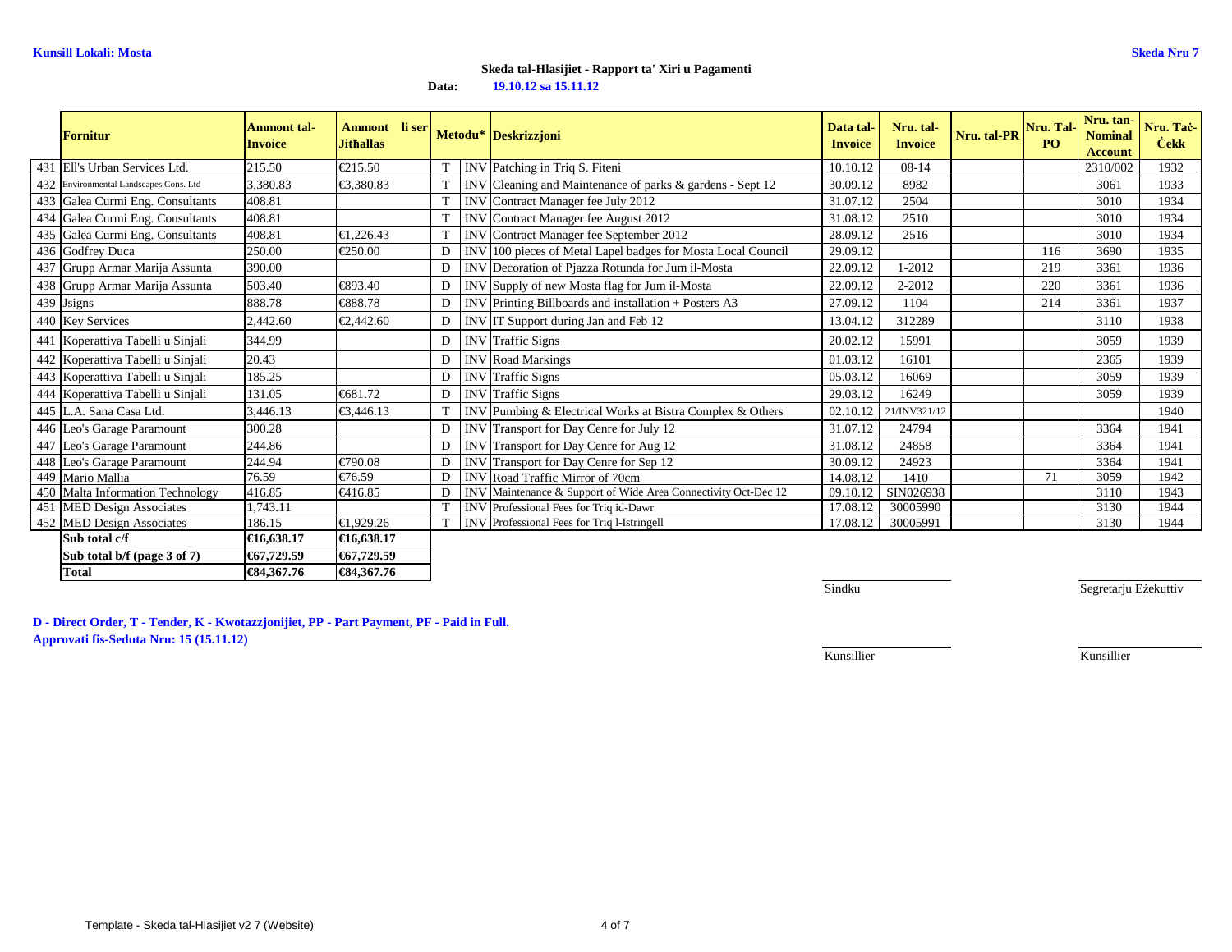**Kunsill Lokali: Mosta**

**Skeda Nru 7**

**Skeda tal-Ħlasijiet - Rapport ta' Xiri u Pagamenti**

**Data:** **19.10.12 sa 15.11.12**

| | Fornitur | Ammont tal-Invoice | Ammont li ser Jithallas | Metodu* | | Deskrizzjoni | Data tal-Invoice | Nru. tal-Invoice | Nru. tal-PR | Nru. Tal-PO | Nru. tan-Nominal Account | Nru. Taċ-Ċekk |
|---|---|---|---|---|---|---|---|---|---|---|---|---|
| 431 | Ell's Urban Services Ltd. | 215.50 | €215.50 | T | INV | Patching in Triq S. Fiteni | 10.10.12 | 08-14 | | | 2310/002 | 1932 |
| 432 | Environmental Landscapes Cons. Ltd | 3,380.83 | €3,380.83 | T | INV | Cleaning and Maintenance of parks & gardens - Sept 12 | 30.09.12 | 8982 | | | 3061 | 1933 |
| 433 | Galea Curmi Eng. Consultants | 408.81 | | T | INV | Contract Manager fee July 2012 | 31.07.12 | 2504 | | | 3010 | 1934 |
| 434 | Galea Curmi Eng. Consultants | 408.81 | | T | INV | Contract Manager fee August 2012 | 31.08.12 | 2510 | | | 3010 | 1934 |
| 435 | Galea Curmi Eng. Consultants | 408.81 | €1,226.43 | T | INV | Contract Manager fee September 2012 | 28.09.12 | 2516 | | | 3010 | 1934 |
| 436 | Godfrey Duca | 250.00 | €250.00 | D | INV | 100 pieces of Metal Lapel badges for Mosta Local Council | 29.09.12 | | | 116 | 3690 | 1935 |
| 437 | Grupp Armar Marija Assunta | 390.00 | | D | INV | Decoration of Pjazza Rotunda for Jum il-Mosta | 22.09.12 | 1-2012 | | 219 | 3361 | 1936 |
| 438 | Grupp Armar Marija Assunta | 503.40 | €893.40 | D | INV | Supply of new Mosta flag for Jum il-Mosta | 22.09.12 | 2-2012 | | 220 | 3361 | 1936 |
| 439 | Jsigns | 888.78 | €888.78 | D | INV | Printing Billboards and installation + Posters A3 | 27.09.12 | 1104 | | 214 | 3361 | 1937 |
| 440 | Key Services | 2,442.60 | €2,442.60 | D | INV | IT Support during Jan and Feb 12 | 13.04.12 | 312289 | | | 3110 | 1938 |
| 441 | Koperattiva Tabelli u Sinjali | 344.99 | | D | INV | Traffic Signs | 20.02.12 | 15991 | | | 3059 | 1939 |
| 442 | Koperattiva Tabelli u Sinjali | 20.43 | | D | INV | Road Markings | 01.03.12 | 16101 | | | 2365 | 1939 |
| 443 | Koperattiva Tabelli u Sinjali | 185.25 | | D | INV | Traffic Signs | 05.03.12 | 16069 | | | 3059 | 1939 |
| 444 | Koperattiva Tabelli u Sinjali | 131.05 | €681.72 | D | INV | Traffic Signs | 29.03.12 | 16249 | | | 3059 | 1939 |
| 445 | L.A. Sana Casa Ltd. | 3,446.13 | €3,446.13 | T | INV | Pumbing & Electrical Works at Bistra Complex & Others | 02.10.12 | 21/INV321/12 | | | | 1940 |
| 446 | Leo's Garage Paramount | 300.28 | | D | INV | Transport for Day Cenre for July 12 | 31.07.12 | 24794 | | | 3364 | 1941 |
| 447 | Leo's Garage Paramount | 244.86 | | D | INV | Transport for Day Cenre for Aug 12 | 31.08.12 | 24858 | | | 3364 | 1941 |
| 448 | Leo's Garage Paramount | 244.94 | €790.08 | D | INV | Transport for Day Cenre for Sep 12 | 30.09.12 | 24923 | | | 3364 | 1941 |
| 449 | Mario Mallia | 76.59 | €76.59 | D | INV | Road Traffic Mirror of 70cm | 14.08.12 | 1410 | | 71 | 3059 | 1942 |
| 450 | Malta Information Technology | 416.85 | €416.85 | D | INV | Maintenance & Support of Wide Area Connectivity Oct-Dec 12 | 09.10.12 | SIN026938 | | | 3110 | 1943 |
| 451 | MED Design Associates | 1,743.11 | | T | INV | Professional Fees for Triq id-Dawr | 17.08.12 | 30005990 | | | 3130 | 1944 |
| 452 | MED Design Associates | 186.15 | €1,929.26 | T | INV | Professional Fees for Triq l-Istringell | 17.08.12 | 30005991 | | | 3130 | 1944 |
| | **Sub total c/f** | **€16,638.17** | **€16,638.17** | | | | | | | | | |
| | **Sub total b/f (page 3 of 7)** | **€67,729.59** | **€67,729.59** | | | | | | | | | |
| | **Total** | **€84,367.76** | **€84,367.76** | | | | | | | | | |

Sindku

Segretarju Eżekuttiv

**D - Direct Order, T - Tender, K - Kwotazzjonijiet, PP - Part Payment, PF - Paid in Full.**
**Approvati fis-Seduta Nru: 15 (15.11.12)**

Kunsillier

Kunsillier

Template - Skeda tal-Hlasijiet v2 7 (Website)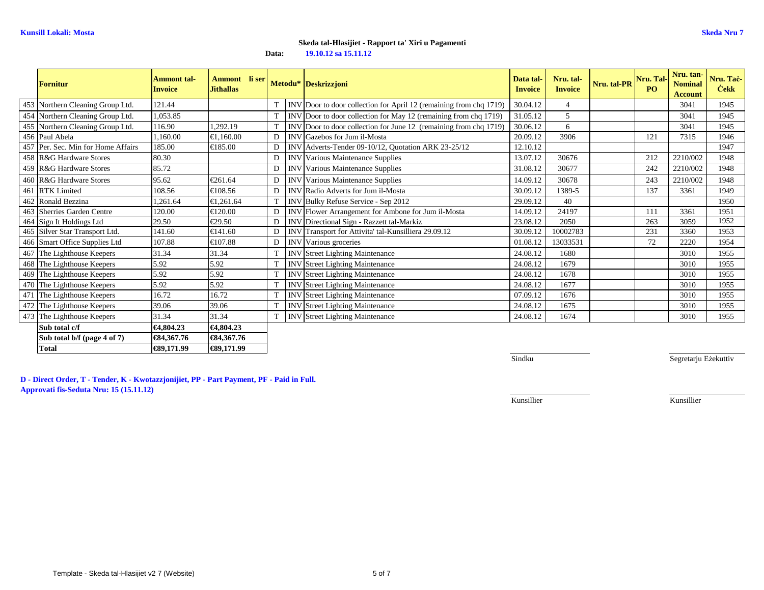**Kunsill Lokali: Mosta**

**Skeda Nru 7**

**Skeda tal-Ħlasijiet - Rapport ta' Xiri u Pagamenti**

**Data: 19.10.12 sa 15.11.12**

| | Fornitur | Ammont tal-Invoice | Ammont li ser Jitħallas | Metodu* | | Deskrizzjoni | Data tal-Invoice | Nru. tal-Invoice | Nru. tal-PR | Nru. Tal-PO | Nru. tan-Nominal Account | Nru. Taċ-Ċekk |
|---|---|---|---|---|---|---|---|---|---|---|---|---|
| 453 | Northern Cleaning Group Ltd. | 121.44 | | T | INV | Door to door collection for April 12 (remaining from chq 1719) | 30.04.12 | 4 | | | 3041 | 1945 |
| 454 | Northern Cleaning Group Ltd. | 1,053.85 | | T | INV | Door to door collection for May 12 (remaining from chq 1719) | 31.05.12 | 5 | | | 3041 | 1945 |
| 455 | Northern Cleaning Group Ltd. | 116.90 | 1,292.19 | T | INV | Door to door collection for June 12 (remaining from chq 1719) | 30.06.12 | 6 | | | 3041 | 1945 |
| 456 | Paul Abela | 1,160.00 | €1,160.00 | D | INV | Gazebos for Jum il-Mosta | 20.09.12 | 3906 | | 121 | 7315 | 1946 |
| 457 | Per. Sec. Min for Home Affairs | 185.00 | €185.00 | D | INV | Adverts-Tender 09-10/12, Quotation ARK 23-25/12 | 12.10.12 | | | | | 1947 |
| 458 | R&G Hardware Stores | 80.30 | | D | INV | Various Maintenance Supplies | 13.07.12 | 30676 | | 212 | 2210/002 | 1948 |
| 459 | R&G Hardware Stores | 85.72 | | D | INV | Various Maintenance Supplies | 31.08.12 | 30677 | | 242 | 2210/002 | 1948 |
| 460 | R&G Hardware Stores | 95.62 | €261.64 | D | INV | Various Maintenance Supplies | 14.09.12 | 30678 | | 243 | 2210/002 | 1948 |
| 461 | RTK Limited | 108.56 | €108.56 | D | INV | Radio Adverts for Jum il-Mosta | 30.09.12 | 1389-5 | | 137 | 3361 | 1949 |
| 462 | Ronald Bezzina | 1,261.64 | €1,261.64 | T | INV | Bulky Refuse Service - Sep 2012 | 29.09.12 | 40 | | | | 1950 |
| 463 | Sherries Garden Centre | 120.00 | €120.00 | D | INV | Flower Arrangement for Ambone for Jum il-Mosta | 14.09.12 | 24197 | | 111 | 3361 | 1951 |
| 464 | Sign It Holdings Ltd | 29.50 | €29.50 | D | INV | Directional Sign - Razzett tal-Markiz | 23.08.12 | 2050 | | 263 | 3059 | 1952 |
| 465 | Silver Star Transport Ltd. | 141.60 | €141.60 | D | INV | Transport for Attivita' tal-Kunsilliera 29.09.12 | 30.09.12 | 10002783 | | 231 | 3360 | 1953 |
| 466 | Smart Office Supplies Ltd | 107.88 | €107.88 | D | INV | Various groceries | 01.08.12 | 13033531 | | 72 | 2220 | 1954 |
| 467 | The Lighthouse Keepers | 31.34 | 31.34 | T | INV | Street Lighting Maintenance | 24.08.12 | 1680 | | | 3010 | 1955 |
| 468 | The Lighthouse Keepers | 5.92 | 5.92 | T | INV | Street Lighting Maintenance | 24.08.12 | 1679 | | | 3010 | 1955 |
| 469 | The Lighthouse Keepers | 5.92 | 5.92 | T | INV | Street Lighting Maintenance | 24.08.12 | 1678 | | | 3010 | 1955 |
| 470 | The Lighthouse Keepers | 5.92 | 5.92 | T | INV | Street Lighting Maintenance | 24.08.12 | 1677 | | | 3010 | 1955 |
| 471 | The Lighthouse Keepers | 16.72 | 16.72 | T | INV | Street Lighting Maintenance | 07.09.12 | 1676 | | | 3010 | 1955 |
| 472 | The Lighthouse Keepers | 39.06 | 39.06 | T | INV | Street Lighting Maintenance | 24.08.12 | 1675 | | | 3010 | 1955 |
| 473 | The Lighthouse Keepers | 31.34 | 31.34 | T | INV | Street Lighting Maintenance | 24.08.12 | 1674 | | | 3010 | 1955 |
| | **Sub total c/f** | **€4,804.23** | **€4,804.23** | | | | | | | | | |
| | **Sub total b/f (page 4 of 7)** | **€84,367.76** | **€84,367.76** | | | | | | | | | |
| | **Total** | **€89,171.99** | **€89,171.99** | | | | | | | | | |

Sindku — Segretarju Eżekuttiv

Kunsillier — Kunsillier

**D - Direct Order, T - Tender, K - Kwotazzjonijiet, PP - Part Payment, PF - Paid in Full.**
**Approvati fis-Seduta Nru: 15 (15.11.12)**

Template - Skeda tal-Hlasijiet v2 7 (Website)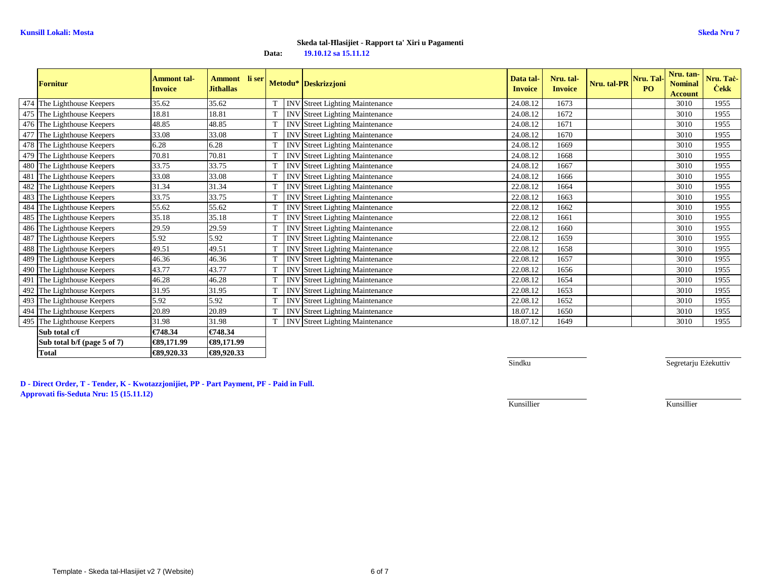**Kunsill Lokali: Mosta**

**Skeda Nru 7**

**Skeda tal-Ħlasijiet - Rapport ta' Xiri u Pagamenti**

**Data:** **19.10.12 sa 15.11.12**

| | Fornitur | Ammont tal-Invoice | Ammont li ser Jithallas | Metodu* | | Deskrizzjoni | Data tal-Invoice | Nru. tal-Invoice | Nru. tal-PR | Nru. Tal-PO | Nru. tan-Nominal Account | Nru. Taċ-Ċekk |
|---|---|---|---|---|---|---|---|---|---|---|---|---|
| 474 | The Lighthouse Keepers | 35.62 | 35.62 | T | INV | Street Lighting Maintenance | 24.08.12 | 1673 | | | 3010 | 1955 |
| 475 | The Lighthouse Keepers | 18.81 | 18.81 | T | INV | Street Lighting Maintenance | 24.08.12 | 1672 | | | 3010 | 1955 |
| 476 | The Lighthouse Keepers | 48.85 | 48.85 | T | INV | Street Lighting Maintenance | 24.08.12 | 1671 | | | 3010 | 1955 |
| 477 | The Lighthouse Keepers | 33.08 | 33.08 | T | INV | Street Lighting Maintenance | 24.08.12 | 1670 | | | 3010 | 1955 |
| 478 | The Lighthouse Keepers | 6.28 | 6.28 | T | INV | Street Lighting Maintenance | 24.08.12 | 1669 | | | 3010 | 1955 |
| 479 | The Lighthouse Keepers | 70.81 | 70.81 | T | INV | Street Lighting Maintenance | 24.08.12 | 1668 | | | 3010 | 1955 |
| 480 | The Lighthouse Keepers | 33.75 | 33.75 | T | INV | Street Lighting Maintenance | 24.08.12 | 1667 | | | 3010 | 1955 |
| 481 | The Lighthouse Keepers | 33.08 | 33.08 | T | INV | Street Lighting Maintenance | 24.08.12 | 1666 | | | 3010 | 1955 |
| 482 | The Lighthouse Keepers | 31.34 | 31.34 | T | INV | Street Lighting Maintenance | 22.08.12 | 1664 | | | 3010 | 1955 |
| 483 | The Lighthouse Keepers | 33.75 | 33.75 | T | INV | Street Lighting Maintenance | 22.08.12 | 1663 | | | 3010 | 1955 |
| 484 | The Lighthouse Keepers | 55.62 | 55.62 | T | INV | Street Lighting Maintenance | 22.08.12 | 1662 | | | 3010 | 1955 |
| 485 | The Lighthouse Keepers | 35.18 | 35.18 | T | INV | Street Lighting Maintenance | 22.08.12 | 1661 | | | 3010 | 1955 |
| 486 | The Lighthouse Keepers | 29.59 | 29.59 | T | INV | Street Lighting Maintenance | 22.08.12 | 1660 | | | 3010 | 1955 |
| 487 | The Lighthouse Keepers | 5.92 | 5.92 | T | INV | Street Lighting Maintenance | 22.08.12 | 1659 | | | 3010 | 1955 |
| 488 | The Lighthouse Keepers | 49.51 | 49.51 | T | INV | Street Lighting Maintenance | 22.08.12 | 1658 | | | 3010 | 1955 |
| 489 | The Lighthouse Keepers | 46.36 | 46.36 | T | INV | Street Lighting Maintenance | 22.08.12 | 1657 | | | 3010 | 1955 |
| 490 | The Lighthouse Keepers | 43.77 | 43.77 | T | INV | Street Lighting Maintenance | 22.08.12 | 1656 | | | 3010 | 1955 |
| 491 | The Lighthouse Keepers | 46.28 | 46.28 | T | INV | Street Lighting Maintenance | 22.08.12 | 1654 | | | 3010 | 1955 |
| 492 | The Lighthouse Keepers | 31.95 | 31.95 | T | INV | Street Lighting Maintenance | 22.08.12 | 1653 | | | 3010 | 1955 |
| 493 | The Lighthouse Keepers | 5.92 | 5.92 | T | INV | Street Lighting Maintenance | 22.08.12 | 1652 | | | 3010 | 1955 |
| 494 | The Lighthouse Keepers | 20.89 | 20.89 | T | INV | Street Lighting Maintenance | 18.07.12 | 1650 | | | 3010 | 1955 |
| 495 | The Lighthouse Keepers | 31.98 | 31.98 | T | INV | Street Lighting Maintenance | 18.07.12 | 1649 | | | 3010 | 1955 |
| | **Sub total c/f** | **€748.34** | **€748.34** | | | | | | | | | |
| | **Sub total b/f (page 5 of 7)** | **€89,171.99** | **€89,171.99** | | | | | | | | | |
| | **Total** | **€89,920.33** | **€89,920.33** | | | | | | | | | |

Sindku

Segretarju Eżekuttiv

**D - Direct Order, T - Tender, K - Kwotazzjonijiet, PP - Part Payment, PF - Paid in Full.**
**Approvati fis-Seduta Nru: 15 (15.11.12)**

Kunsillier

Kunsillier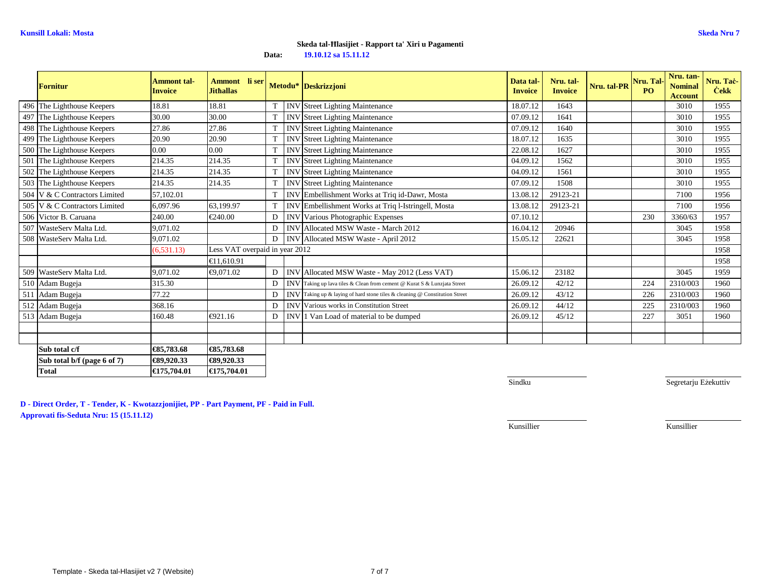**Kunsill Lokali: Mosta**

**Skeda Nru 7**

**Skeda tal-Ħlasijiet - Rapport ta' Xiri u Pagamenti**

**Data: 19.10.12 sa 15.11.12**

| | Fornitur | Ammont tal-Invoice | Ammont li ser Jithallas | Metodu* | | Deskrizzjoni | Data tal-Invoice | Nru. tal-Invoice | Nru. tal-PR | Nru. Tal-PO | Nru. tan-Nominal Account | Nru. Taċ-Ċekk |
|---|---|---|---|---|---|---|---|---|---|---|---|---|
| 496 | The Lighthouse Keepers | 18.81 | 18.81 | T | INV | Street Lighting Maintenance | 18.07.12 | 1643 | | | 3010 | 1955 |
| 497 | The Lighthouse Keepers | 30.00 | 30.00 | T | INV | Street Lighting Maintenance | 07.09.12 | 1641 | | | 3010 | 1955 |
| 498 | The Lighthouse Keepers | 27.86 | 27.86 | T | INV | Street Lighting Maintenance | 07.09.12 | 1640 | | | 3010 | 1955 |
| 499 | The Lighthouse Keepers | 20.90 | 20.90 | T | INV | Street Lighting Maintenance | 18.07.12 | 1635 | | | 3010 | 1955 |
| 500 | The Lighthouse Keepers | 0.00 | 0.00 | T | INV | Street Lighting Maintenance | 22.08.12 | 1627 | | | 3010 | 1955 |
| 501 | The Lighthouse Keepers | 214.35 | 214.35 | T | INV | Street Lighting Maintenance | 04.09.12 | 1562 | | | 3010 | 1955 |
| 502 | The Lighthouse Keepers | 214.35 | 214.35 | T | INV | Street Lighting Maintenance | 04.09.12 | 1561 | | | 3010 | 1955 |
| 503 | The Lighthouse Keepers | 214.35 | 214.35 | T | INV | Street Lighting Maintenance | 07.09.12 | 1508 | | | 3010 | 1955 |
| 504 | V & C Contractors Limited | 57,102.01 | | T | INV | Embellishment Works at Triq id-Dawr, Mosta | 13.08.12 | 29123-21 | | | 7100 | 1956 |
| 505 | V & C Contractors Limited | 6,097.96 | 63,199.97 | T | INV | Embellishment Works at Triq l-Istringell, Mosta | 13.08.12 | 29123-21 | | | 7100 | 1956 |
| 506 | Victor B. Caruana | 240.00 | €240.00 | D | INV | Various Photographic Expenses | 07.10.12 | | | 230 | 3360/63 | 1957 |
| 507 | WasteServ Malta Ltd. | 9,071.02 | | D | INV | Allocated MSW Waste - March 2012 | 16.04.12 | 20946 | | | 3045 | 1958 |
| 508 | WasteServ Malta Ltd. | 9,071.02 | | D | INV | Allocated MSW Waste - April 2012 | 15.05.12 | 22621 | | | 3045 | 1958 |
| | | (6,531.13) | Less VAT overpaid in year 2012 | | | | | | | | | 1958 |
| | | | €11,610.91 | | | | | | | | | 1958 |
| 509 | WasteServ Malta Ltd. | 9,071.02 | €9,071.02 | D | INV | Allocated MSW Waste - May 2012 (Less VAT) | 15.06.12 | 23182 | | | 3045 | 1959 |
| 510 | Adam Bugeja | 315.30 | | D | INV | Taking up lava tiles & Clean from cement @ Kurat S & Lunzjata Street | 26.09.12 | 42/12 | | 224 | 2310/003 | 1960 |
| 511 | Adam Bugeja | 77.22 | | D | INV | Taking up & laying of hard stone tiles & cleaning @ Constitution Street | 26.09.12 | 43/12 | | 226 | 2310/003 | 1960 |
| 512 | Adam Bugeja | 368.16 | | D | INV | Various works in Constitution Street | 26.09.12 | 44/12 | | 225 | 2310/003 | 1960 |
| 513 | Adam Bugeja | 160.48 | €921.16 | D | INV | 1 Van Load of material to be dumped | 26.09.12 | 45/12 | | 227 | 3051 | 1960 |
| | | | | | | | | | | | | |
| | | | | | | | | | | | | |
| | **Sub total c/f** | **€85,783.68** | **€85,783.68** | | | | | | | | | |
| | **Sub total b/f (page 6 of 7)** | **€89,920.33** | **€89,920.33** | | | | | | | | | |
| | **Total** | **€175,704.01** | **€175,704.01** | | | | | | | | | |

Sindku

Segretarju Eżekuttiv

**D - Direct Order, T - Tender, K - Kwotazzjonijiet, PP - Part Payment, PF - Paid in Full.**
**Approvati fis-Seduta Nru: 15 (15.11.12)**

Kunsillier

Kunsillier